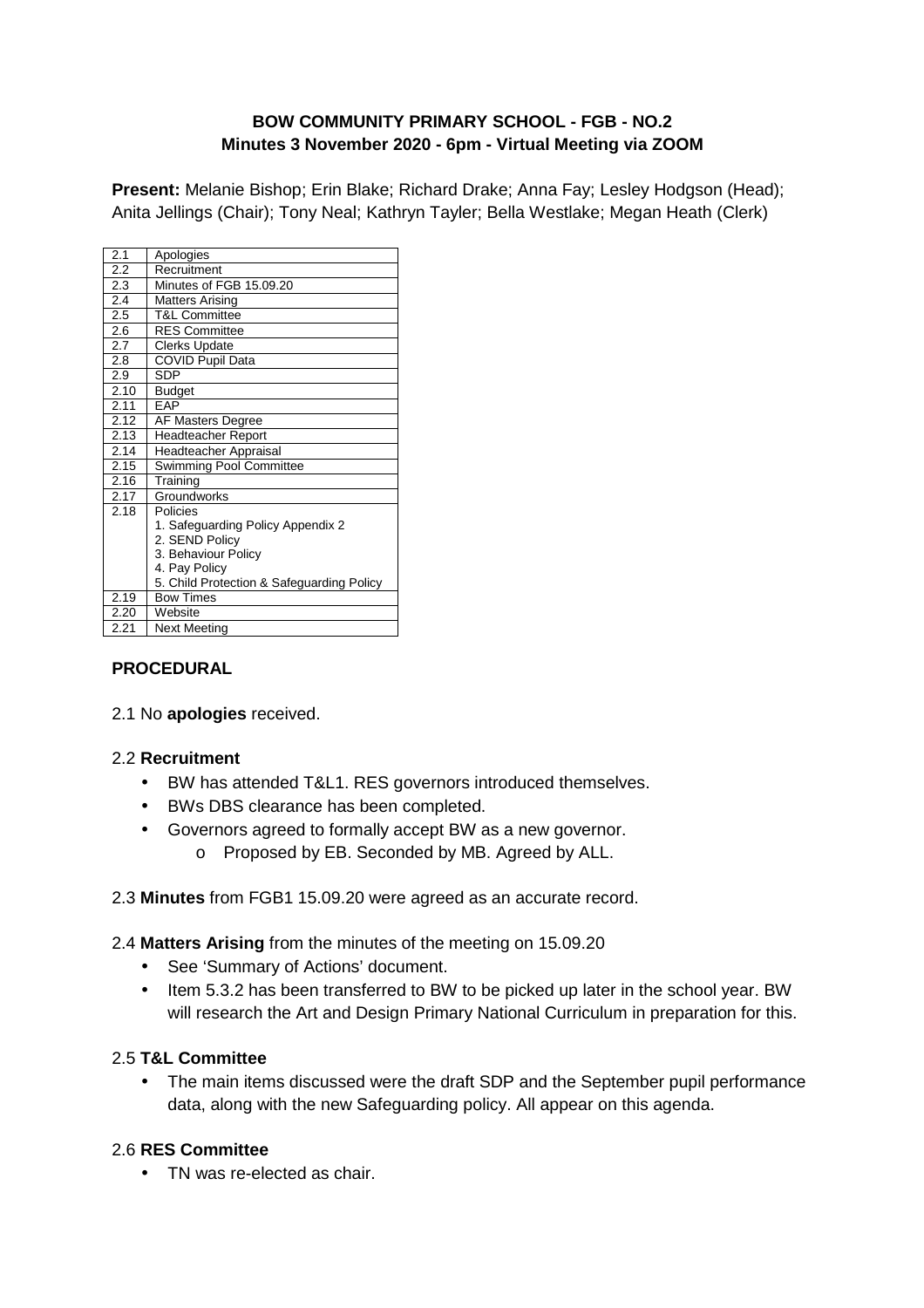**BOW COMMUNITY PRIMARY SCHOOL - FGB - NO.2**
**Minutes 3 November 2020 - 6pm - Virtual Meeting via ZOOM**

**Present:** Melanie Bishop; Erin Blake; Richard Drake; Anna Fay; Lesley Hodgson (Head); Anita Jellings (Chair); Tony Neal; Kathryn Tayler; Bella Westlake; Megan Heath (Clerk)

| | |
|---|---|
| 2.1 | Apologies |
| 2.2 | Recruitment |
| 2.3 | Minutes of FGB 15.09.20 |
| 2.4 | Matters Arising |
| 2.5 | T&L Committee |
| 2.6 | RES Committee |
| 2.7 | Clerks Update |
| 2.8 | COVID Pupil Data |
| 2.9 | SDP |
| 2.10 | Budget |
| 2.11 | EAP |
| 2.12 | AF Masters Degree |
| 2.13 | Headteacher Report |
| 2.14 | Headteacher Appraisal |
| 2.15 | Swimming Pool Committee |
| 2.16 | Training |
| 2.17 | Groundworks |
| 2.18 | Policies<br>1. Safeguarding Policy Appendix 2<br>2. SEND Policy<br>3. Behaviour Policy<br>4. Pay Policy<br>5. Child Protection & Safeguarding Policy |
| 2.19 | Bow Times |
| 2.20 | Website |
| 2.21 | Next Meeting |

## PROCEDURAL

2.1 No **apologies** received.

2.2 **Recruitment**

- BW has attended T&L1. RES governors introduced themselves.
- BWs DBS clearance has been completed.
- Governors agreed to formally accept BW as a new governor.
    - Proposed by EB. Seconded by MB. Agreed by ALL.

2.3 **Minutes** from FGB1 15.09.20 were agreed as an accurate record.

2.4 **Matters Arising** from the minutes of the meeting on 15.09.20

- See 'Summary of Actions' document.
- Item 5.3.2 has been transferred to BW to be picked up later in the school year. BW will research the Art and Design Primary National Curriculum in preparation for this.

2.5 **T&L Committee**

- The main items discussed were the draft SDP and the September pupil performance data, along with the new Safeguarding policy. All appear on this agenda.

2.6 **RES Committee**

- TN was re-elected as chair.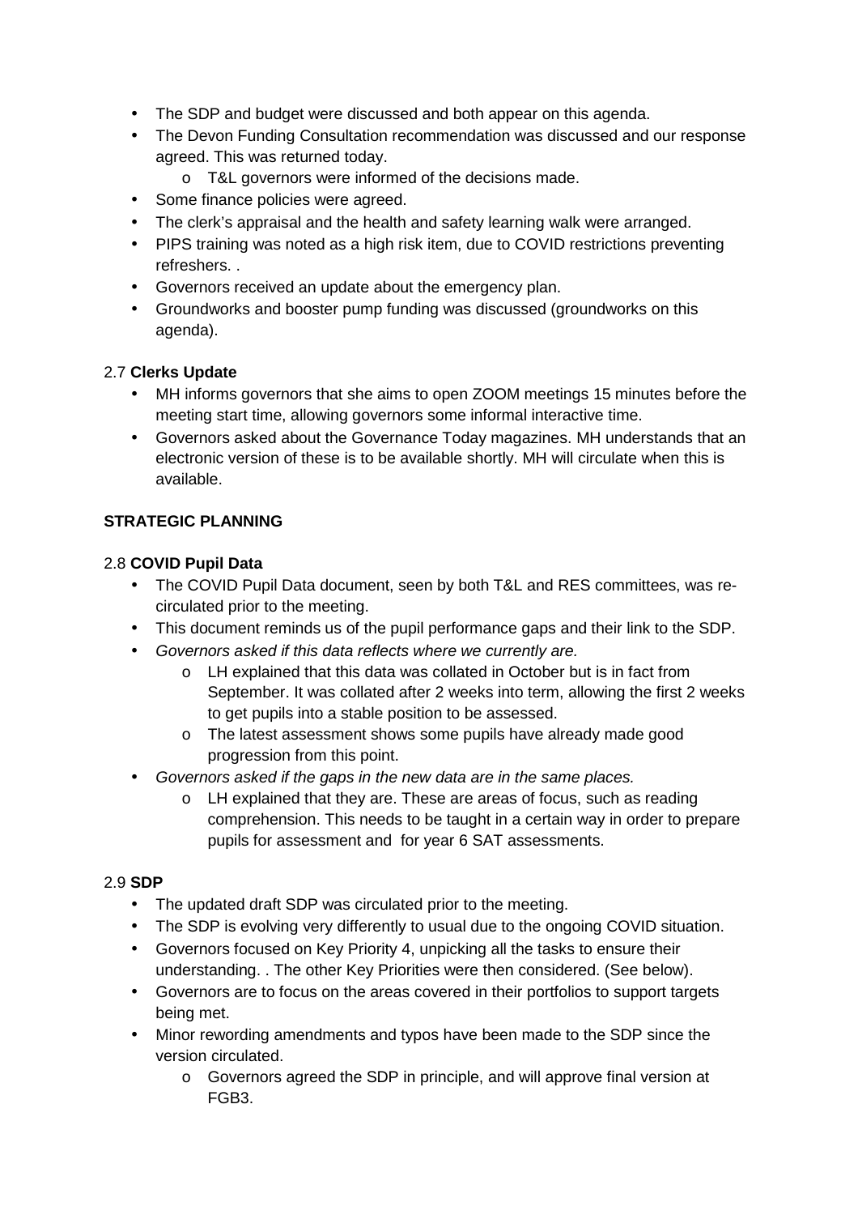- The SDP and budget were discussed and both appear on this agenda.
- The Devon Funding Consultation recommendation was discussed and our response agreed. This was returned today.
  - T&L governors were informed of the decisions made.
- Some finance policies were agreed.
- The clerk's appraisal and the health and safety learning walk were arranged.
- PIPS training was noted as a high risk item, due to COVID restrictions preventing refreshers. .
- Governors received an update about the emergency plan.
- Groundworks and booster pump funding was discussed (groundworks on this agenda).

2.7 **Clerks Update**

- MH informs governors that she aims to open ZOOM meetings 15 minutes before the meeting start time, allowing governors some informal interactive time.
- Governors asked about the Governance Today magazines. MH understands that an electronic version of these is to be available shortly. MH will circulate when this is available.

**STRATEGIC PLANNING**

2.8 **COVID Pupil Data**

- The COVID Pupil Data document, seen by both T&L and RES committees, was re-circulated prior to the meeting.
- This document reminds us of the pupil performance gaps and their link to the SDP.
- *Governors asked if this data reflects where we currently are.*
  - LH explained that this data was collated in October but is in fact from September. It was collated after 2 weeks into term, allowing the first 2 weeks to get pupils into a stable position to be assessed.
  - The latest assessment shows some pupils have already made good progression from this point.
- *Governors asked if the gaps in the new data are in the same places.*
  - LH explained that they are. These are areas of focus, such as reading comprehension. This needs to be taught in a certain way in order to prepare pupils for assessment and for year 6 SAT assessments.

2.9 **SDP**

- The updated draft SDP was circulated prior to the meeting.
- The SDP is evolving very differently to usual due to the ongoing COVID situation.
- Governors focused on Key Priority 4, unpicking all the tasks to ensure their understanding. . The other Key Priorities were then considered. (See below).
- Governors are to focus on the areas covered in their portfolios to support targets being met.
- Minor rewording amendments and typos have been made to the SDP since the version circulated.
  - Governors agreed the SDP in principle, and will approve final version at FGB3.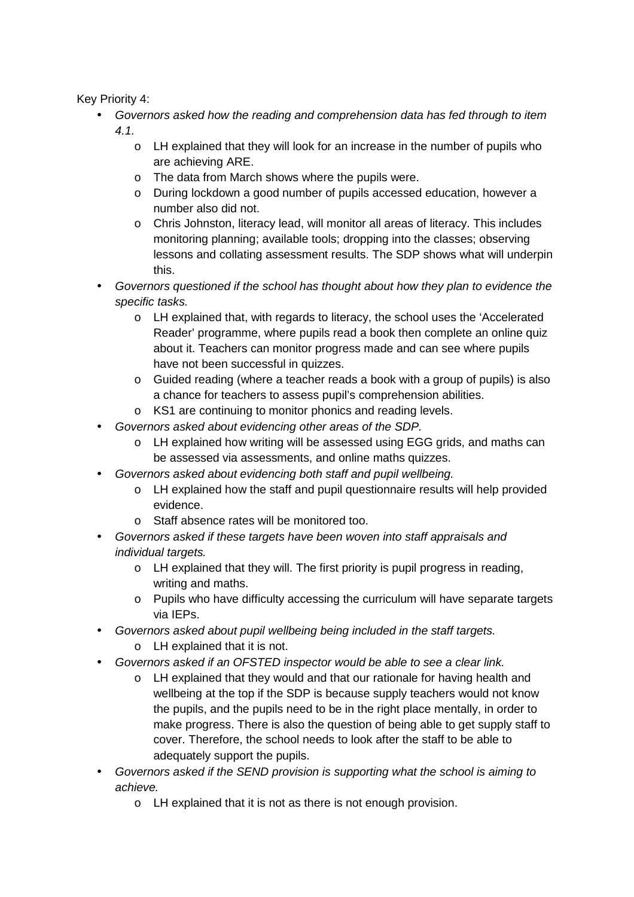Key Priority 4:

- *Governors asked how the reading and comprehension data has fed through to item 4.1.*
  - LH explained that they will look for an increase in the number of pupils who are achieving ARE.
  - The data from March shows where the pupils were.
  - During lockdown a good number of pupils accessed education, however a number also did not.
  - Chris Johnston, literacy lead, will monitor all areas of literacy. This includes monitoring planning; available tools; dropping into the classes; observing lessons and collating assessment results. The SDP shows what will underpin this.
- *Governors questioned if the school has thought about how they plan to evidence the specific tasks.*
  - LH explained that, with regards to literacy, the school uses the 'Accelerated Reader' programme, where pupils read a book then complete an online quiz about it. Teachers can monitor progress made and can see where pupils have not been successful in quizzes.
  - Guided reading (where a teacher reads a book with a group of pupils) is also a chance for teachers to assess pupil's comprehension abilities.
  - KS1 are continuing to monitor phonics and reading levels.
- *Governors asked about evidencing other areas of the SDP.*
  - LH explained how writing will be assessed using EGG grids, and maths can be assessed via assessments, and online maths quizzes.
- *Governors asked about evidencing both staff and pupil wellbeing.*
  - LH explained how the staff and pupil questionnaire results will help provided evidence.
  - Staff absence rates will be monitored too.
- *Governors asked if these targets have been woven into staff appraisals and individual targets.*
  - LH explained that they will. The first priority is pupil progress in reading, writing and maths.
  - Pupils who have difficulty accessing the curriculum will have separate targets via IEPs.
- *Governors asked about pupil wellbeing being included in the staff targets.*
  - LH explained that it is not.
- *Governors asked if an OFSTED inspector would be able to see a clear link.*
  - LH explained that they would and that our rationale for having health and wellbeing at the top if the SDP is because supply teachers would not know the pupils, and the pupils need to be in the right place mentally, in order to make progress. There is also the question of being able to get supply staff to cover. Therefore, the school needs to look after the staff to be able to adequately support the pupils.
- *Governors asked if the SEND provision is supporting what the school is aiming to achieve.*
  - LH explained that it is not as there is not enough provision.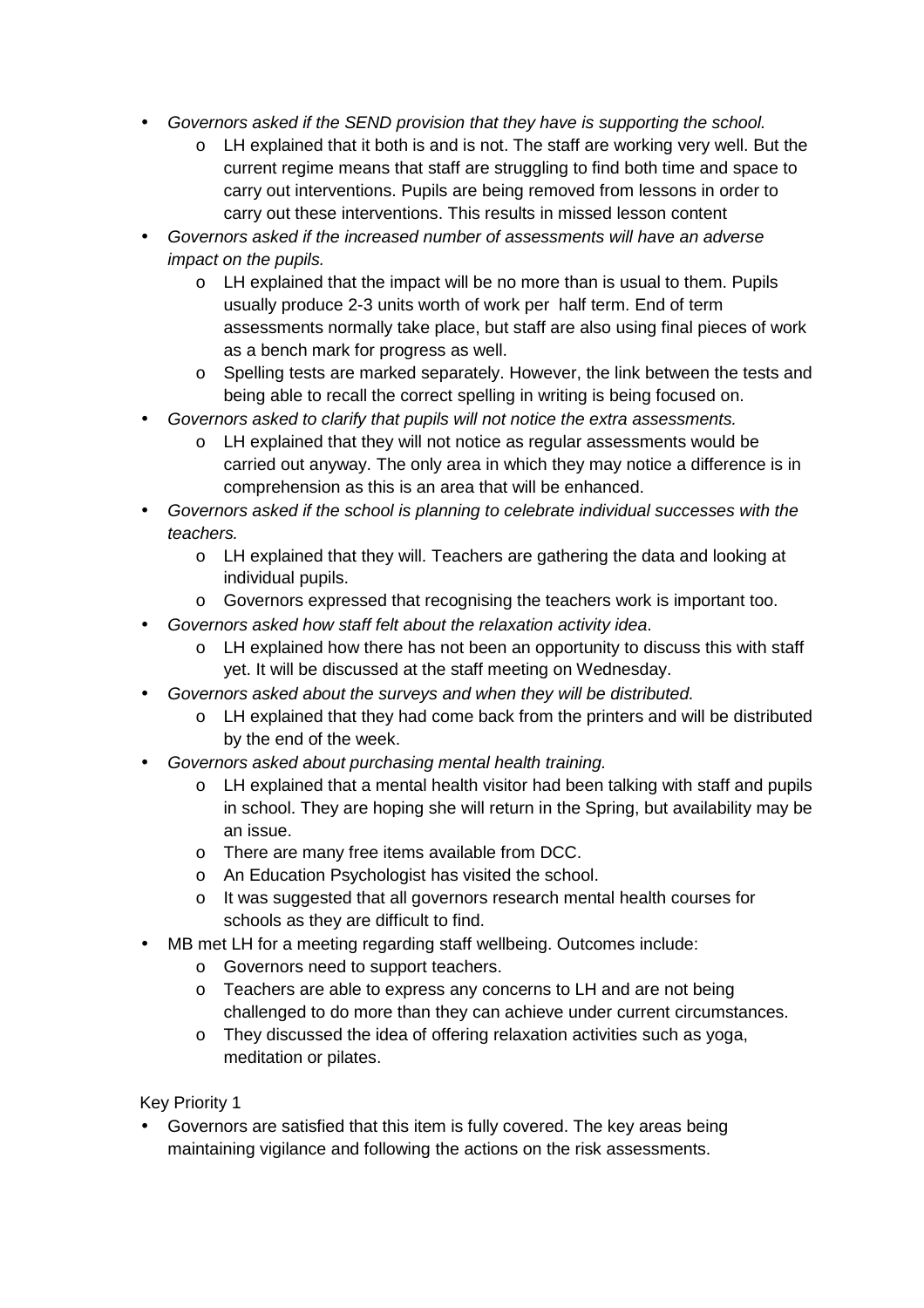- *Governors asked if the SEND provision that they have is supporting the school.*
    - LH explained that it both is and is not. The staff are working very well. But the current regime means that staff are struggling to find both time and space to carry out interventions. Pupils are being removed from lessons in order to carry out these interventions. This results in missed lesson content
- *Governors asked if the increased number of assessments will have an adverse impact on the pupils.*
    - LH explained that the impact will be no more than is usual to them. Pupils usually produce 2-3 units worth of work per half term. End of term assessments normally take place, but staff are also using final pieces of work as a bench mark for progress as well.
    - Spelling tests are marked separately. However, the link between the tests and being able to recall the correct spelling in writing is being focused on.
- *Governors asked to clarify that pupils will not notice the extra assessments.*
    - LH explained that they will not notice as regular assessments would be carried out anyway. The only area in which they may notice a difference is in comprehension as this is an area that will be enhanced.
- *Governors asked if the school is planning to celebrate individual successes with the teachers.*
    - LH explained that they will. Teachers are gathering the data and looking at individual pupils.
    - Governors expressed that recognising the teachers work is important too.
- *Governors asked how staff felt about the relaxation activity idea*.
    - LH explained how there has not been an opportunity to discuss this with staff yet. It will be discussed at the staff meeting on Wednesday.
- *Governors asked about the surveys and when they will be distributed.*
    - LH explained that they had come back from the printers and will be distributed by the end of the week.
- *Governors asked about purchasing mental health training.*
    - LH explained that a mental health visitor had been talking with staff and pupils in school. They are hoping she will return in the Spring, but availability may be an issue.
    - There are many free items available from DCC.
    - An Education Psychologist has visited the school.
    - It was suggested that all governors research mental health courses for schools as they are difficult to find.
- MB met LH for a meeting regarding staff wellbeing. Outcomes include:
    - Governors need to support teachers.
    - Teachers are able to express any concerns to LH and are not being challenged to do more than they can achieve under current circumstances.
    - They discussed the idea of offering relaxation activities such as yoga, meditation or pilates.

Key Priority 1

- Governors are satisfied that this item is fully covered. The key areas being maintaining vigilance and following the actions on the risk assessments.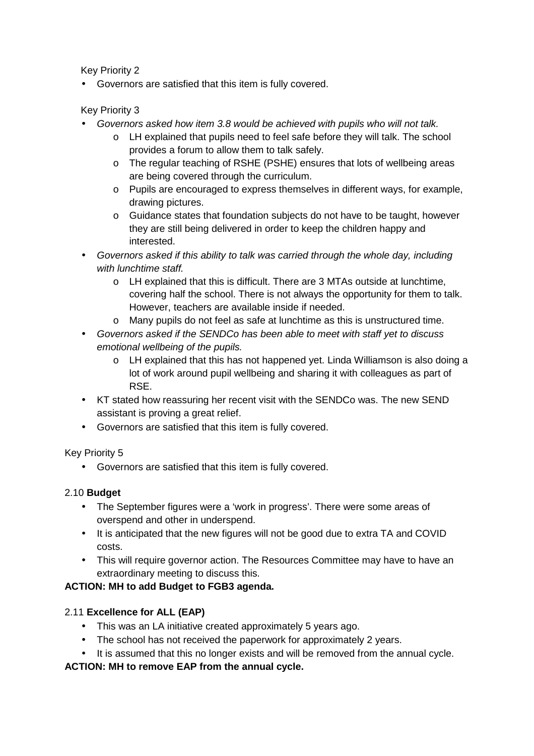Key Priority 2

- Governors are satisfied that this item is fully covered.

Key Priority 3

- *Governors asked how item 3.8 would be achieved with pupils who will not talk.*
    - LH explained that pupils need to feel safe before they will talk. The school provides a forum to allow them to talk safely.
    - The regular teaching of RSHE (PSHE) ensures that lots of wellbeing areas are being covered through the curriculum.
    - Pupils are encouraged to express themselves in different ways, for example, drawing pictures.
    - Guidance states that foundation subjects do not have to be taught, however they are still being delivered in order to keep the children happy and interested.
- *Governors asked if this ability to talk was carried through the whole day, including with lunchtime staff.*
    - LH explained that this is difficult. There are 3 MTAs outside at lunchtime, covering half the school. There is not always the opportunity for them to talk. However, teachers are available inside if needed.
    - Many pupils do not feel as safe at lunchtime as this is unstructured time.
- *Governors asked if the SENDCo has been able to meet with staff yet to discuss emotional wellbeing of the pupils.*
    - LH explained that this has not happened yet. Linda Williamson is also doing a lot of work around pupil wellbeing and sharing it with colleagues as part of RSE.
- KT stated how reassuring her recent visit with the SENDCo was. The new SEND assistant is proving a great relief.
- Governors are satisfied that this item is fully covered.

Key Priority 5

- Governors are satisfied that this item is fully covered.

2.10 **Budget**

- The September figures were a 'work in progress'. There were some areas of overspend and other in underspend.
- It is anticipated that the new figures will not be good due to extra TA and COVID costs.
- This will require governor action. The Resources Committee may have to have an extraordinary meeting to discuss this.

**ACTION: MH to add Budget to FGB3 agenda.**

2.11 **Excellence for ALL (EAP)**

- This was an LA initiative created approximately 5 years ago.
- The school has not received the paperwork for approximately 2 years.
- It is assumed that this no longer exists and will be removed from the annual cycle.

**ACTION: MH to remove EAP from the annual cycle.**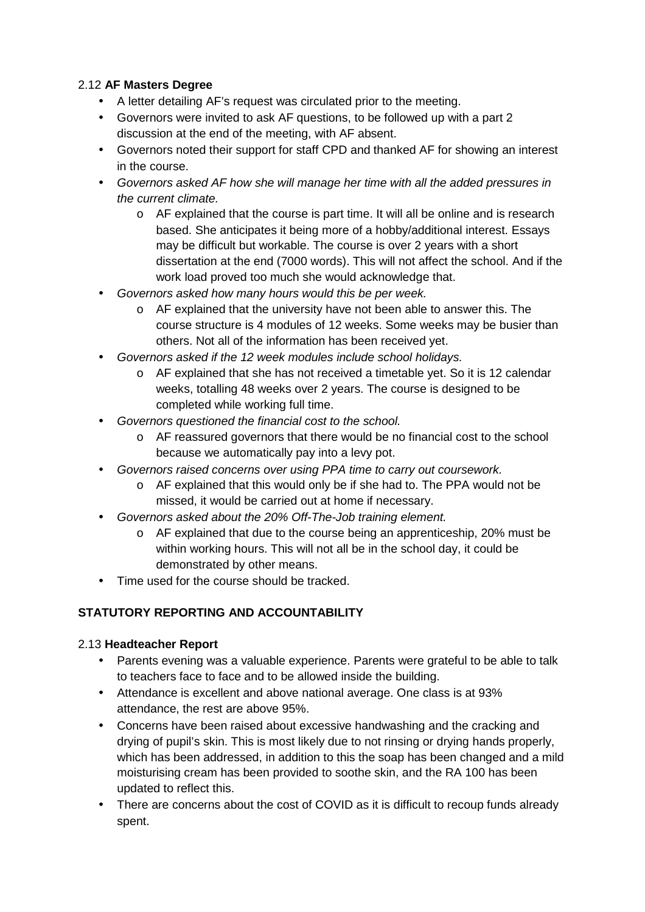2.12 **AF Masters Degree**

- A letter detailing AF's request was circulated prior to the meeting.
- Governors were invited to ask AF questions, to be followed up with a part 2 discussion at the end of the meeting, with AF absent.
- Governors noted their support for staff CPD and thanked AF for showing an interest in the course.
- *Governors asked AF how she will manage her time with all the added pressures in the current climate.*
    - AF explained that the course is part time. It will all be online and is research based. She anticipates it being more of a hobby/additional interest. Essays may be difficult but workable. The course is over 2 years with a short dissertation at the end (7000 words). This will not affect the school. And if the work load proved too much she would acknowledge that.
- *Governors asked how many hours would this be per week.*
    - AF explained that the university have not been able to answer this. The course structure is 4 modules of 12 weeks. Some weeks may be busier than others. Not all of the information has been received yet.
- *Governors asked if the 12 week modules include school holidays.*
    - AF explained that she has not received a timetable yet. So it is 12 calendar weeks, totalling 48 weeks over 2 years. The course is designed to be completed while working full time.
- *Governors questioned the financial cost to the school.*
    - AF reassured governors that there would be no financial cost to the school because we automatically pay into a levy pot.
- *Governors raised concerns over using PPA time to carry out coursework.*
    - AF explained that this would only be if she had to. The PPA would not be missed, it would be carried out at home if necessary.
- *Governors asked about the 20% Off-The-Job training element.*
    - AF explained that due to the course being an apprenticeship, 20% must be within working hours. This will not all be in the school day, it could be demonstrated by other means.
- Time used for the course should be tracked.

**STATUTORY REPORTING AND ACCOUNTABILITY**

2.13 **Headteacher Report**

- Parents evening was a valuable experience. Parents were grateful to be able to talk to teachers face to face and to be allowed inside the building.
- Attendance is excellent and above national average. One class is at 93% attendance, the rest are above 95%.
- Concerns have been raised about excessive handwashing and the cracking and drying of pupil's skin. This is most likely due to not rinsing or drying hands properly, which has been addressed, in addition to this the soap has been changed and a mild moisturising cream has been provided to soothe skin, and the RA 100 has been updated to reflect this.
- There are concerns about the cost of COVID as it is difficult to recoup funds already spent.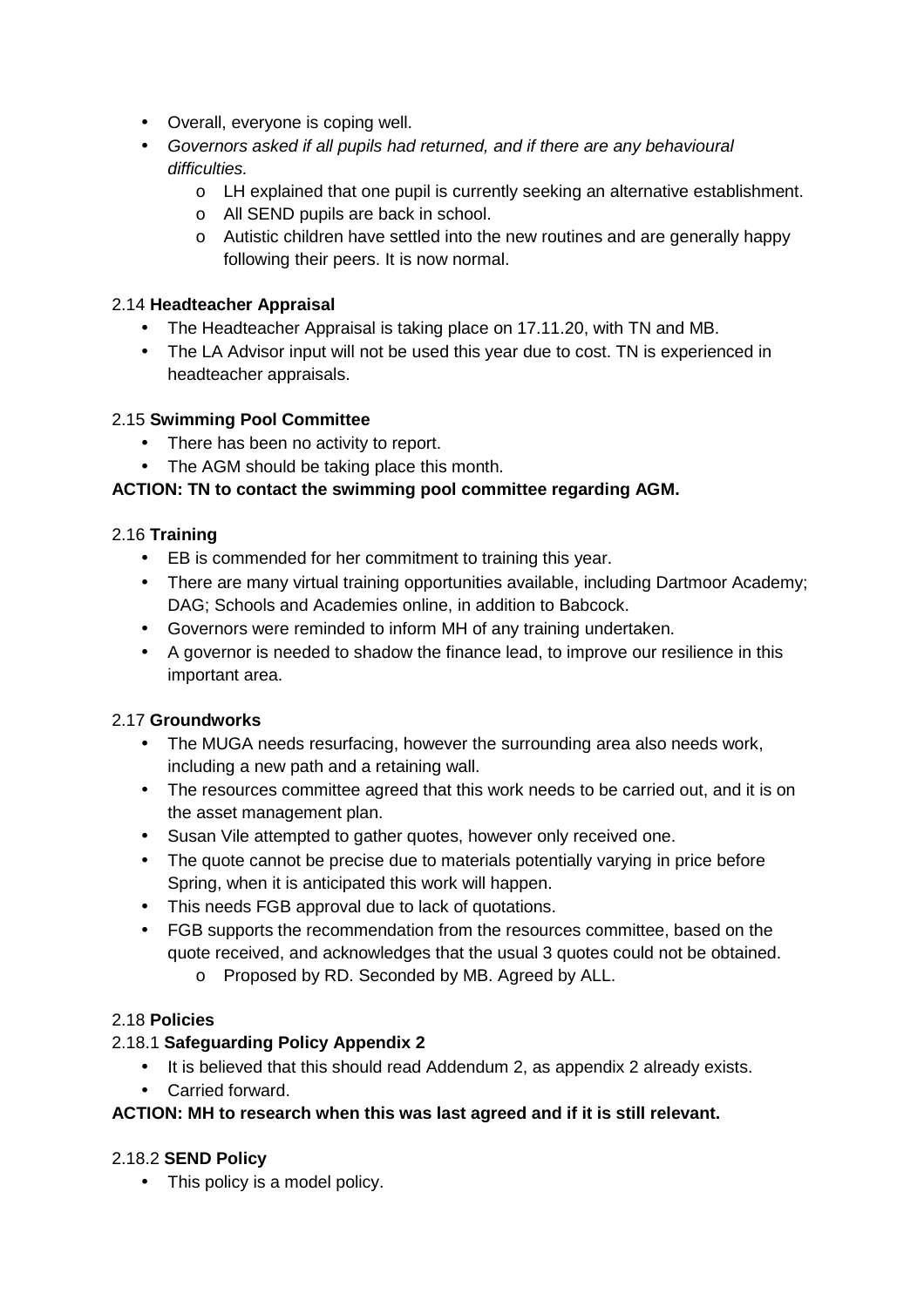- Overall, everyone is coping well.
- *Governors asked if all pupils had returned, and if there are any behavioural difficulties.*
  - LH explained that one pupil is currently seeking an alternative establishment.
  - All SEND pupils are back in school.
  - Autistic children have settled into the new routines and are generally happy following their peers. It is now normal.

2.14 **Headteacher Appraisal**

- The Headteacher Appraisal is taking place on 17.11.20, with TN and MB.
- The LA Advisor input will not be used this year due to cost. TN is experienced in headteacher appraisals.

2.15 **Swimming Pool Committee**

- There has been no activity to report.
- The AGM should be taking place this month.

**ACTION: TN to contact the swimming pool committee regarding AGM.**

2.16 **Training**

- EB is commended for her commitment to training this year.
- There are many virtual training opportunities available, including Dartmoor Academy; DAG; Schools and Academies online, in addition to Babcock.
- Governors were reminded to inform MH of any training undertaken.
- A governor is needed to shadow the finance lead, to improve our resilience in this important area.

2.17 **Groundworks**

- The MUGA needs resurfacing, however the surrounding area also needs work, including a new path and a retaining wall.
- The resources committee agreed that this work needs to be carried out, and it is on the asset management plan.
- Susan Vile attempted to gather quotes, however only received one.
- The quote cannot be precise due to materials potentially varying in price before Spring, when it is anticipated this work will happen.
- This needs FGB approval due to lack of quotations.
- FGB supports the recommendation from the resources committee, based on the quote received, and acknowledges that the usual 3 quotes could not be obtained.
  - Proposed by RD. Seconded by MB. Agreed by ALL.

2.18 **Policies**

2.18.1 **Safeguarding Policy Appendix 2**

- It is believed that this should read Addendum 2, as appendix 2 already exists.
- Carried forward.

**ACTION: MH to research when this was last agreed and if it is still relevant.**

2.18.2 **SEND Policy**

- This policy is a model policy.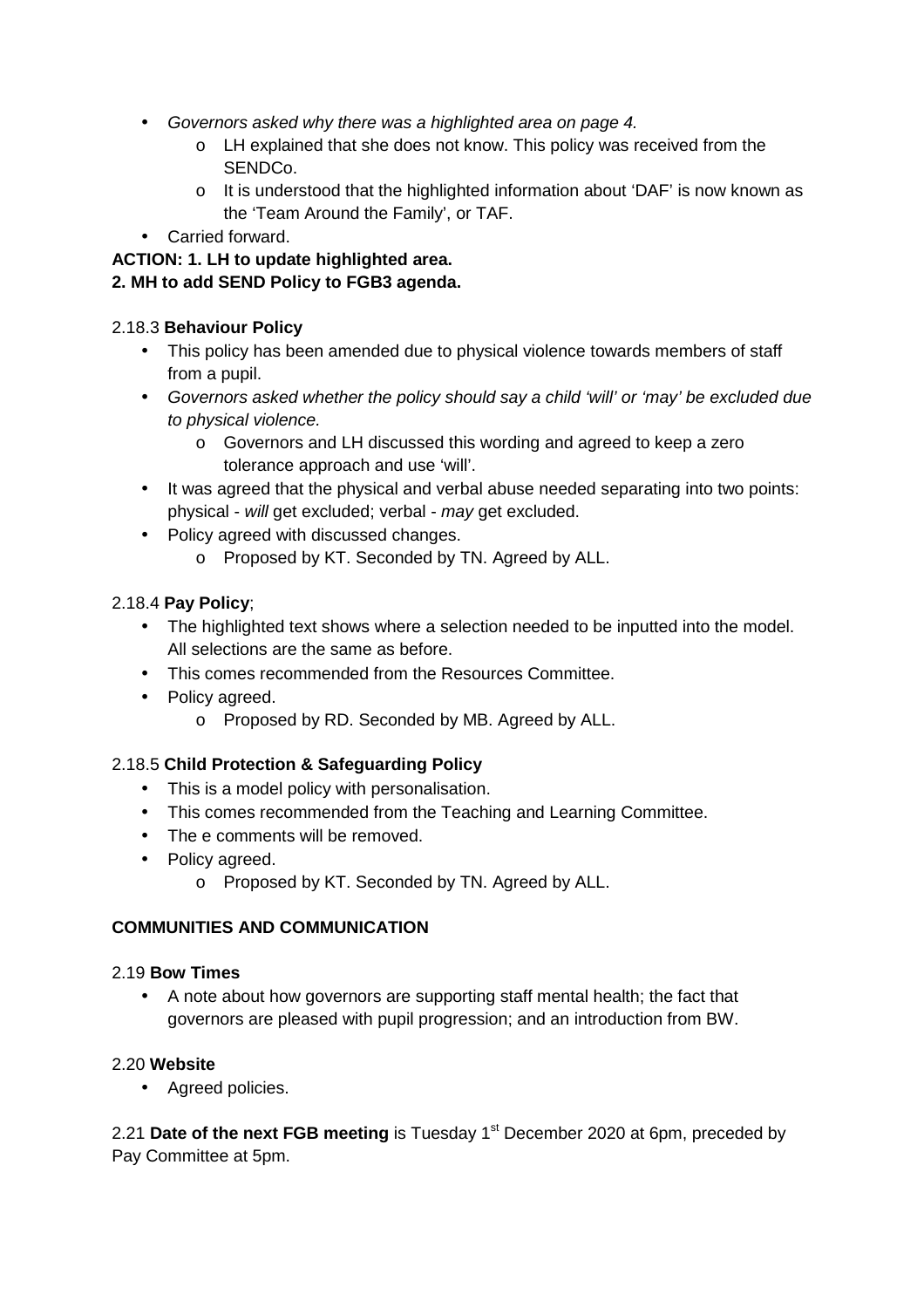- *Governors asked why there was a highlighted area on page 4.*
    - LH explained that she does not know. This policy was received from the SENDCo.
    - It is understood that the highlighted information about 'DAF' is now known as the 'Team Around the Family', or TAF.
- Carried forward.

**ACTION: 1. LH to update highlighted area.**
**2. MH to add SEND Policy to FGB3 agenda.**

2.18.3 **Behaviour Policy**

- This policy has been amended due to physical violence towards members of staff from a pupil.
- *Governors asked whether the policy should say a child 'will' or 'may' be excluded due to physical violence.*
    - Governors and LH discussed this wording and agreed to keep a zero tolerance approach and use 'will'.
- It was agreed that the physical and verbal abuse needed separating into two points: physical - *will* get excluded; verbal - *may* get excluded.
- Policy agreed with discussed changes.
    - Proposed by KT. Seconded by TN. Agreed by ALL.

2.18.4 **Pay Policy**;

- The highlighted text shows where a selection needed to be inputted into the model. All selections are the same as before.
- This comes recommended from the Resources Committee.
- Policy agreed.
    - Proposed by RD. Seconded by MB. Agreed by ALL.

2.18.5 **Child Protection & Safeguarding Policy**

- This is a model policy with personalisation.
- This comes recommended from the Teaching and Learning Committee.
- The e comments will be removed.
- Policy agreed.
    - Proposed by KT. Seconded by TN. Agreed by ALL.

**COMMUNITIES AND COMMUNICATION**

2.19 **Bow Times**

- A note about how governors are supporting staff mental health; the fact that governors are pleased with pupil progression; and an introduction from BW.

2.20 **Website**

- Agreed policies.

2.21 **Date of the next FGB meeting** is Tuesday 1st December 2020 at 6pm, preceded by Pay Committee at 5pm.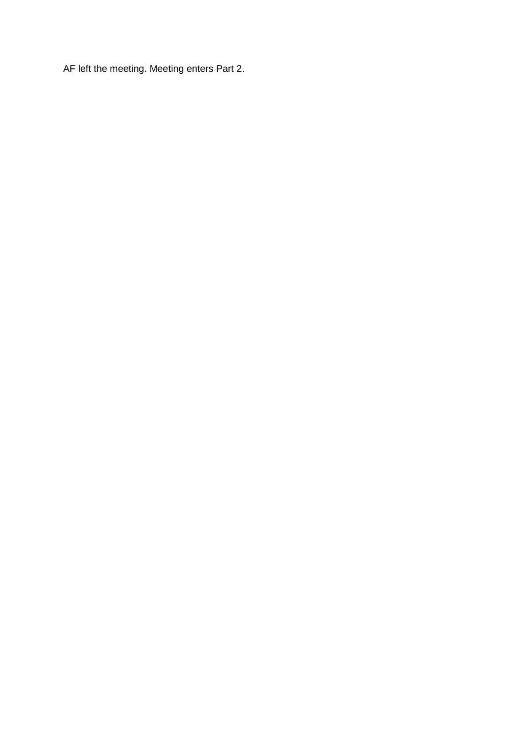AF left the meeting. Meeting enters Part 2.